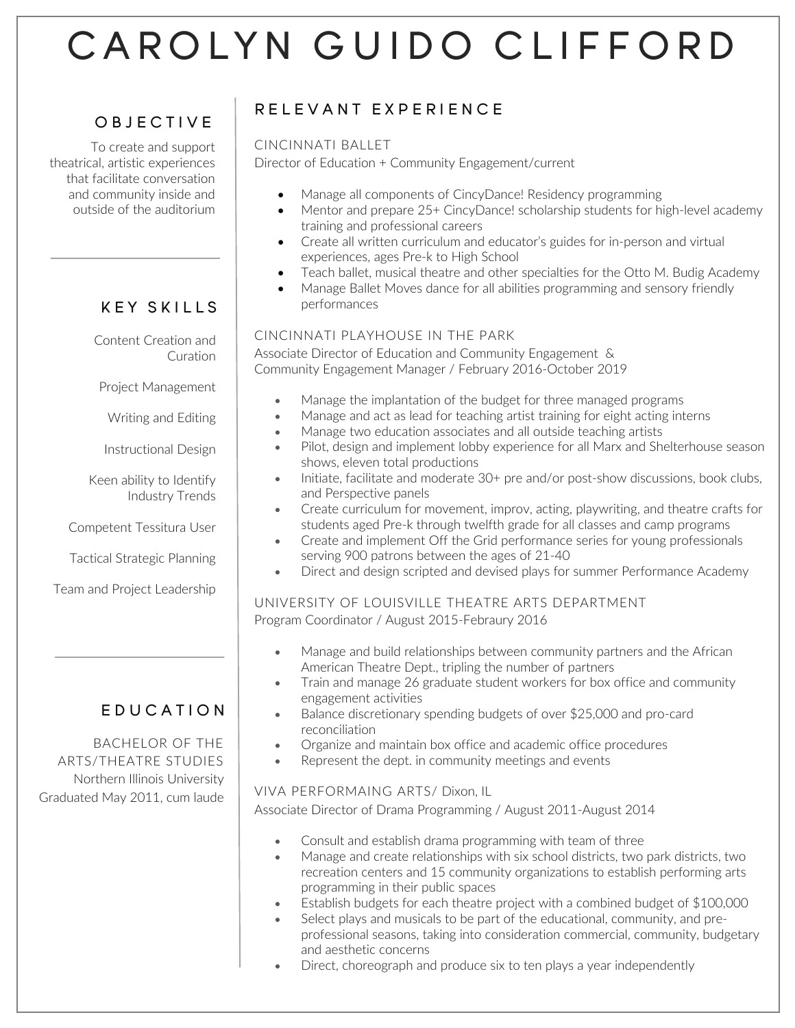# CAROLYN GUIDO CLIFFORD

## OBJECTIVE

To create and support theatrical, artistic experiences that facilitate conversation and community inside and outside of the auditorium

## KEY SKILLS

Content Creation and Curation

Project Management

Writing and Editing

Instructional Design

Keen ability to Identify Industry Trends

Competent Tessitura User

Tactical Strategic Planning

Team and Project Leadership

## EDUCATION

BACHELOR OF THE ARTS/THEATRE STUDIES
Northern Illinois University
Graduated May 2011, cum laude

## RELEVANT EXPERIENCE

### CINCINNATI BALLET

Director of Education + Community Engagement/current

- Manage all components of CincyDance! Residency programming
- Mentor and prepare 25+ CincyDance! scholarship students for high-level academy training and professional careers
- Create all written curriculum and educator's guides for in-person and virtual experiences, ages Pre-k to High School
- Teach ballet, musical theatre and other specialties for the Otto M. Budig Academy
- Manage Ballet Moves dance for all abilities programming and sensory friendly performances

### CINCINNATI PLAYHOUSE IN THE PARK

Associate Director of Education and Community Engagement &
Community Engagement Manager / February 2016-October 2019

- Manage the implantation of the budget for three managed programs
- Manage and act as lead for teaching artist training for eight acting interns
- Manage two education associates and all outside teaching artists
- Pilot, design and implement lobby experience for all Marx and Shelterhouse season shows, eleven total productions
- Initiate, facilitate and moderate 30+ pre and/or post-show discussions, book clubs, and Perspective panels
- Create curriculum for movement, improv, acting, playwriting, and theatre crafts for students aged Pre-k through twelfth grade for all classes and camp programs
- Create and implement Off the Grid performance series for young professionals serving 900 patrons between the ages of 21-40
- Direct and design scripted and devised plays for summer Performance Academy

### UNIVERSITY OF LOUISVILLE THEATRE ARTS DEPARTMENT

Program Coordinator / August 2015-Febraury 2016

- Manage and build relationships between community partners and the African American Theatre Dept., tripling the number of partners
- Train and manage 26 graduate student workers for box office and community engagement activities
- Balance discretionary spending budgets of over $25,000 and pro-card reconciliation
- Organize and maintain box office and academic office procedures
- Represent the dept. in community meetings and events

### VIVA PERFORMAING ARTS/ Dixon, IL

Associate Director of Drama Programming / August 2011-August 2014

- Consult and establish drama programming with team of three
- Manage and create relationships with six school districts, two park districts, two recreation centers and 15 community organizations to establish performing arts programming in their public spaces
- Establish budgets for each theatre project with a combined budget of $100,000
- Select plays and musicals to be part of the educational, community, and pre-professional seasons, taking into consideration commercial, community, budgetary and aesthetic concerns
- Direct, choreograph and produce six to ten plays a year independently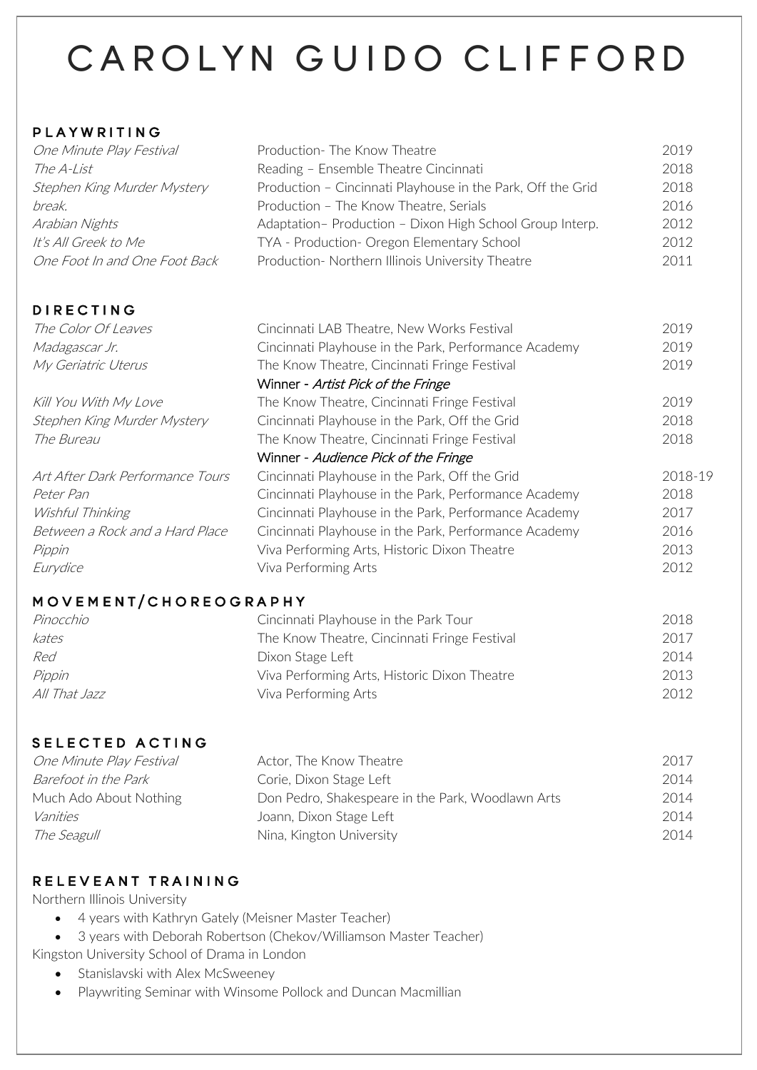# CAROLYN GUIDO CLIFFORD

## PLAYWRITING

| | | |
|---|---|---|
| *One Minute Play Festival* | Production- The Know Theatre | 2019 |
| *The A-List* | Reading – Ensemble Theatre Cincinnati | 2018 |
| *Stephen King Murder Mystery* | Production – Cincinnati Playhouse in the Park, Off the Grid | 2018 |
| *break.* | Production – The Know Theatre, Serials | 2016 |
| *Arabian Nights* | Adaptation– Production – Dixon High School Group Interp. | 2012 |
| *It's All Greek to Me* | TYA - Production- Oregon Elementary School | 2012 |
| *One Foot In and One Foot Back* | Production- Northern Illinois University Theatre | 2011 |

## DIRECTING

| | | |
|---|---|---|
| *The Color Of Leaves* | Cincinnati LAB Theatre, New Works Festival | 2019 |
| *Madagascar Jr.* | Cincinnati Playhouse in the Park, Performance Academy | 2019 |
| *My Geriatric Uterus* | The Know Theatre, Cincinnati Fringe Festival<br>Winner - *Artist Pick of the Fringe* | 2019 |
| *Kill You With My Love* | The Know Theatre, Cincinnati Fringe Festival | 2019 |
| *Stephen King Murder Mystery* | Cincinnati Playhouse in the Park, Off the Grid | 2018 |
| *The Bureau* | The Know Theatre, Cincinnati Fringe Festival<br>Winner - *Audience Pick of the Fringe* | 2018 |
| *Art After Dark Performance Tours* | Cincinnati Playhouse in the Park, Off the Grid | 2018-19 |
| *Peter Pan* | Cincinnati Playhouse in the Park, Performance Academy | 2018 |
| *Wishful Thinking* | Cincinnati Playhouse in the Park, Performance Academy | 2017 |
| *Between a Rock and a Hard Place* | Cincinnati Playhouse in the Park, Performance Academy | 2016 |
| *Pippin* | Viva Performing Arts, Historic Dixon Theatre | 2013 |
| *Eurydice* | Viva Performing Arts | 2012 |

## MOVEMENT/CHOREOGRAPHY

| | | |
|---|---|---|
| *Pinocchio* | Cincinnati Playhouse in the Park Tour | 2018 |
| *kates* | The Know Theatre, Cincinnati Fringe Festival | 2017 |
| *Red* | Dixon Stage Left | 2014 |
| *Pippin* | Viva Performing Arts, Historic Dixon Theatre | 2013 |
| *All That Jazz* | Viva Performing Arts | 2012 |

## SELECTED ACTING

| | | |
|---|---|---|
| *One Minute Play Festival* | Actor, The Know Theatre | 2017 |
| *Barefoot in the Park* | Corie, Dixon Stage Left | 2014 |
| Much Ado About Nothing | Don Pedro, Shakespeare in the Park, Woodlawn Arts | 2014 |
| *Vanities* | Joann, Dixon Stage Left | 2014 |
| *The Seagull* | Nina, Kington University | 2014 |

## RELEVEANT TRAINING

Northern Illinois University

- 4 years with Kathryn Gately (Meisner Master Teacher)
- 3 years with Deborah Robertson (Chekov/Williamson Master Teacher)

Kingston University School of Drama in London

- Stanislavski with Alex McSweeney
- Playwriting Seminar with Winsome Pollock and Duncan Macmillian